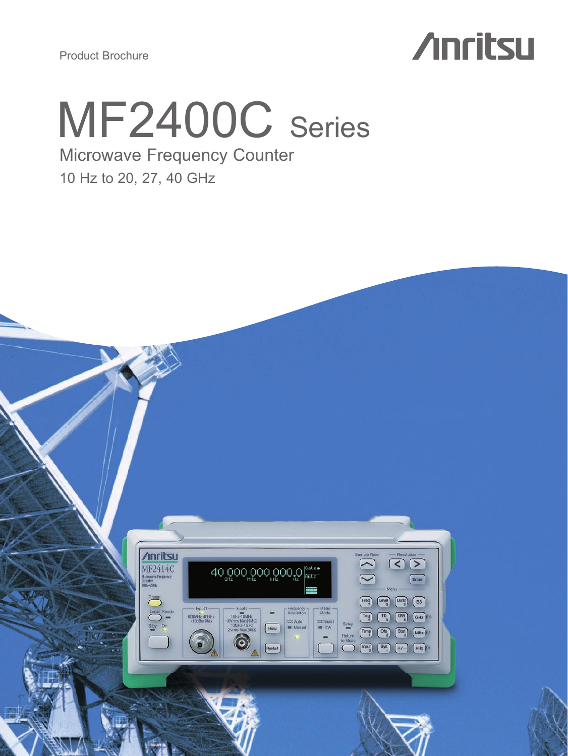Product Brochure

Anritsu

# MF2400C Series

## Microwave Frequency Counter

10 Hz to 20, 27, 40 GHz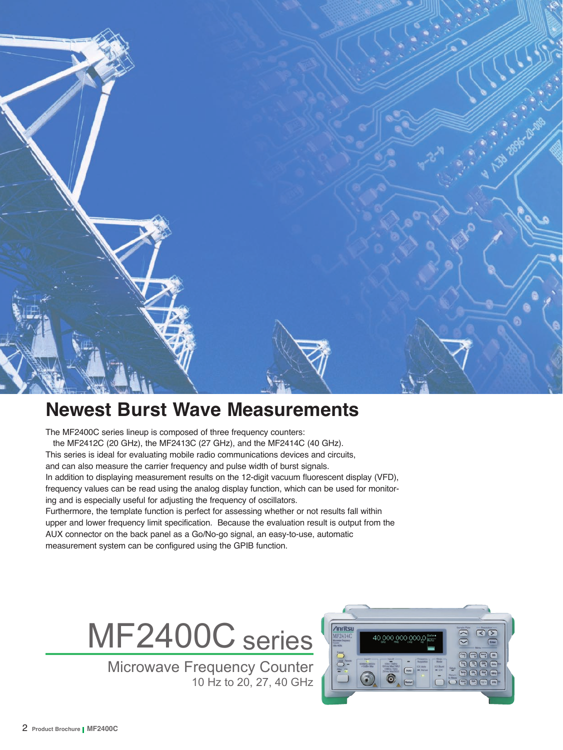## Newest Burst Wave Measurements

The MF2400C series lineup is composed of three frequency counters:
the MF2412C (20 GHz), the MF2413C (27 GHz), and the MF2414C (40 GHz).
This series is ideal for evaluating mobile radio communications devices and circuits, and can also measure the carrier frequency and pulse width of burst signals.
In addition to displaying measurement results on the 12-digit vacuum fluorescent display (VFD), frequency values can be read using the analog display function, which can be used for monitoring and is especially useful for adjusting the frequency of oscillators.
Furthermore, the template function is perfect for assessing whether or not results fall within upper and lower frequency limit specification. Because the evaluation result is output from the AUX connector on the back panel as a Go/No-go signal, an easy-to-use, automatic measurement system can be configured using the GPIB function.

# MF2400C series

Microwave Frequency Counter

10 Hz to 20, 27, 40 GHz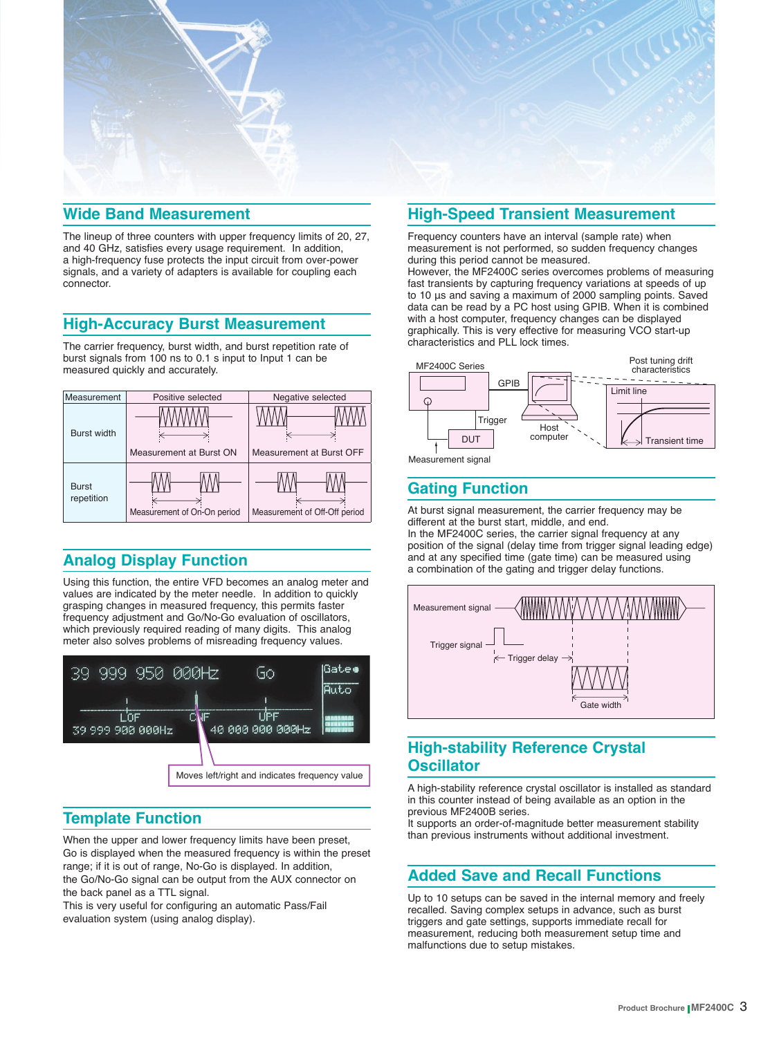## Wide Band Measurement

The lineup of three counters with upper frequency limits of 20, 27, and 40 GHz, satisfies every usage requirement. In addition, a high-frequency fuse protects the input circuit from over-power signals, and a variety of adapters is available for coupling each connector.

## High-Accuracy Burst Measurement

The carrier frequency, burst width, and burst repetition rate of burst signals from 100 ns to 0.1 s input to Input 1 can be measured quickly and accurately.

| Measurement | Positive selected | Negative selected |
|---|---|---|
| Burst width | Measurement at Burst ON | Measurement at Burst OFF |
| Burst repetition | Measurement of On-On period | Measurement of Off-Off period |

## Analog Display Function

Using this function, the entire VFD becomes an analog meter and values are indicated by the meter needle. In addition to quickly grasping changes in measured frequency, this permits faster frequency adjustment and Go/No-Go evaluation of oscillators, which previously required reading of many digits. This analog meter also solves problems of misreading frequency values.

39 999 950 000Hz Go Gate Auto
LOF CNF UPF
39 999 900 000Hz 40 000 000 000Hz

Moves left/right and indicates frequency value

## Template Function

When the upper and lower frequency limits have been preset, Go is displayed when the measured frequency is within the preset range; if it is out of range, No-Go is displayed. In addition, the Go/No-Go signal can be output from the AUX connector on the back panel as a TTL signal.
This is very useful for configuring an automatic Pass/Fail evaluation system (using analog display).

## High-Speed Transient Measurement

Frequency counters have an interval (sample rate) when measurement is not performed, so sudden frequency changes during this period cannot be measured.
However, the MF2400C series overcomes problems of measuring fast transients by capturing frequency variations at speeds of up to 10 µs and saving a maximum of 2000 sampling points. Saved data can be read by a PC host using GPIB. When it is combined with a host computer, frequency changes can be displayed graphically. This is very effective for measuring VCO start-up characteristics and PLL lock times.

MF2400C Series — GPIB — Host computer — Post tuning drift characteristics — Limit line — Transient time — Trigger — DUT — Measurement signal

## Gating Function

At burst signal measurement, the carrier frequency may be different at the burst start, middle, and end.
In the MF2400C series, the carrier signal frequency at any position of the signal (delay time from trigger signal leading edge) and at any specified time (gate time) can be measured using a combination of the gating and trigger delay functions.

Measurement signal — Trigger signal — Trigger delay — Gate width

## High-stability Reference Crystal Oscillator

A high-stability reference crystal oscillator is installed as standard in this counter instead of being available as an option in the previous MF2400B series.
It supports an order-of-magnitude better measurement stability than previous instruments without additional investment.

## Added Save and Recall Functions

Up to 10 setups can be saved in the internal memory and freely recalled. Saving complex setups in advance, such as burst triggers and gate settings, supports immediate recall for measurement, reducing both measurement setup time and malfunctions due to setup mistakes.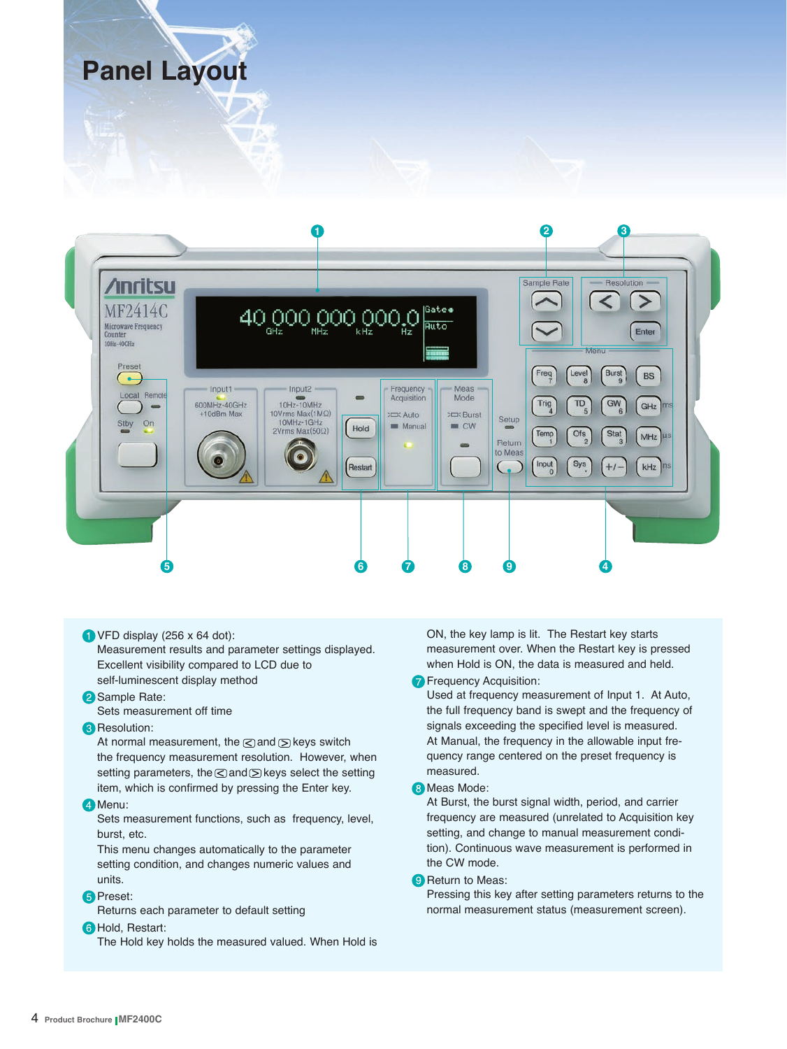# Panel Layout

1. VFD display (256 x 64 dot):
   Measurement results and parameter settings displayed. Excellent visibility compared to LCD due to self-luminescent display method
2. Sample Rate:
   Sets measurement off time
3. Resolution:
   At normal measurement, the < and > keys switch the frequency measurement resolution. However, when setting parameters, the < and > keys select the setting item, which is confirmed by pressing the Enter key.
4. Menu:
   Sets measurement functions, such as frequency, level, burst, etc.
   This menu changes automatically to the parameter setting condition, and changes numeric values and units.
5. Preset:
   Returns each parameter to default setting
6. Hold, Restart:
   The Hold key holds the measured valued. When Hold is ON, the key lamp is lit. The Restart key starts measurement over. When the Restart key is pressed when Hold is ON, the data is measured and held.
7. Frequency Acquisition:
   Used at frequency measurement of Input 1. At Auto, the full frequency band is swept and the frequency of signals exceeding the specified level is measured. At Manual, the frequency in the allowable input frequency range centered on the preset frequency is measured.
8. Meas Mode:
   At Burst, the burst signal width, period, and carrier frequency are measured (unrelated to Acquisition key setting, and change to manual measurement condition). Continuous wave measurement is performed in the CW mode.
9. Return to Meas:
   Pressing this key after setting parameters returns to the normal measurement status (measurement screen).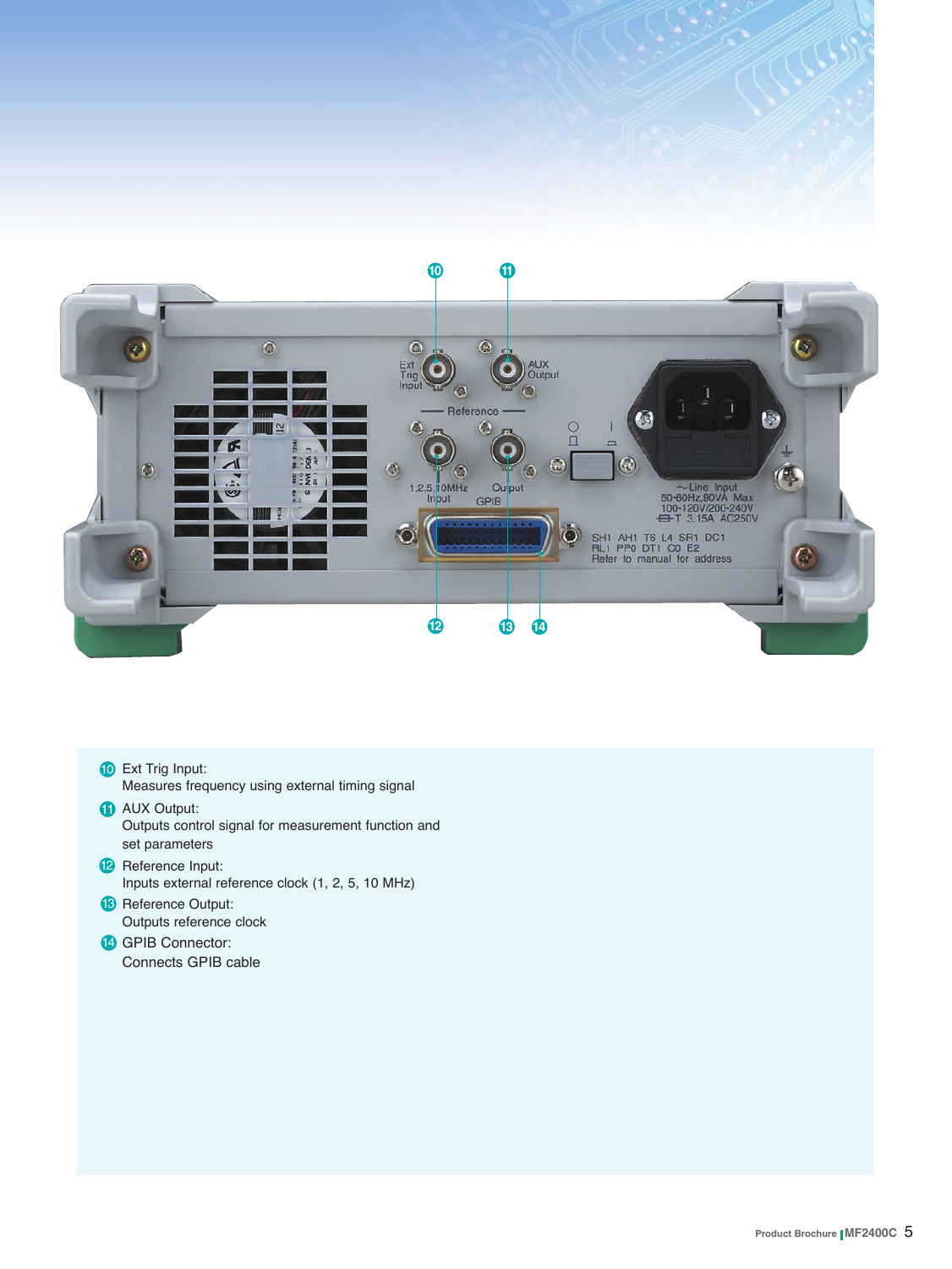⑩ Ext Trig Input:
Measures frequency using external timing signal

⑪ AUX Output:
Outputs control signal for measurement function and set parameters

⑫ Reference Input:
Inputs external reference clock (1, 2, 5, 10 MHz)

⑬ Reference Output:
Outputs reference clock

⑭ GPIB Connector:
Connects GPIB cable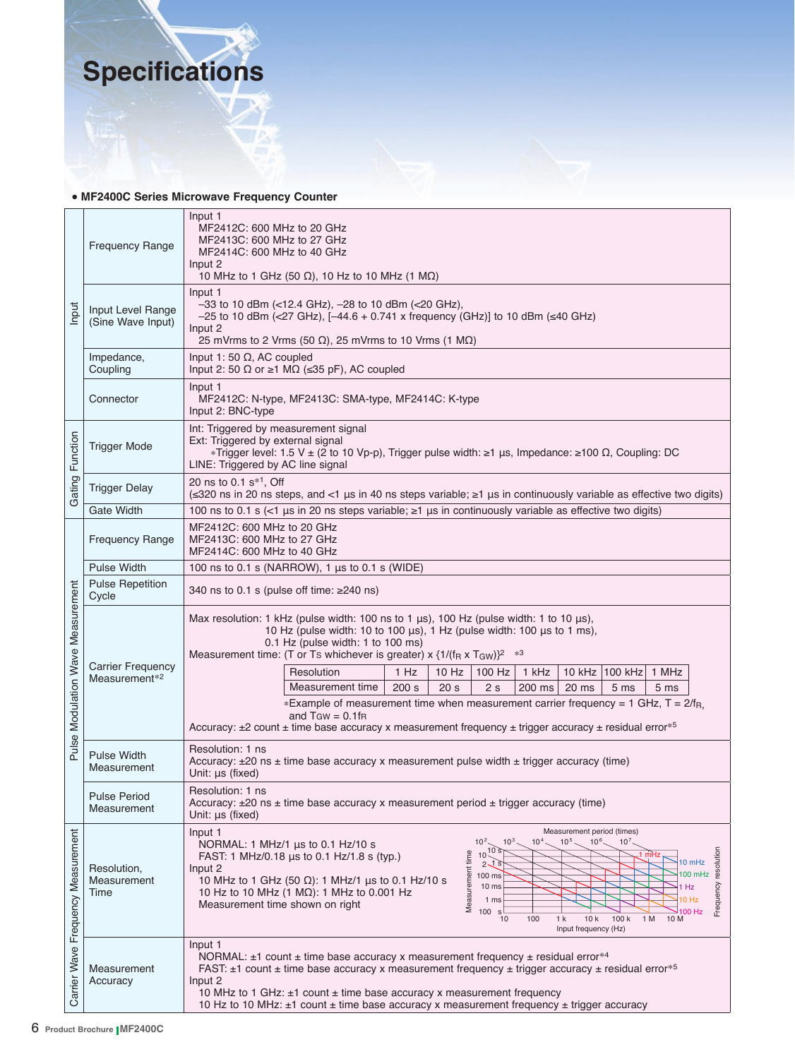# Specifications

- **MF2400C Series Microwave Frequency Counter**

| Category | Item | Specification |
|---|---|---|
| Input | Frequency Range | Input 1<br>MF2412C: 600 MHz to 20 GHz<br>MF2413C: 600 MHz to 27 GHz<br>MF2414C: 600 MHz to 40 GHz<br>Input 2<br>10 MHz to 1 GHz (50 Ω), 10 Hz to 10 MHz (1 MΩ) |
| | Input Level Range (Sine Wave Input) | Input 1<br>–33 to 10 dBm (<12.4 GHz), –28 to 10 dBm (<20 GHz),<br>–25 to 10 dBm (<27 GHz), [–44.6 + 0.741 x frequency (GHz)] to 10 dBm (≤40 GHz)<br>Input 2<br>25 mVrms to 2 Vrms (50 Ω), 25 mVrms to 10 Vrms (1 MΩ) |
| | Impedance, Coupling | Input 1: 50 Ω, AC coupled<br>Input 2: 50 Ω or ≥1 MΩ (≤35 pF), AC coupled |
| | Connector | Input 1<br>MF2412C: N-type, MF2413C: SMA-type, MF2414C: K-type<br>Input 2: BNC-type |
| Gating Function | Trigger Mode | Int: Triggered by measurement signal<br>Ext: Triggered by external signal<br>*Trigger level: 1.5 V ± (2 to 10 Vp-p), Trigger pulse width: ≥1 µs, Impedance: ≥100 Ω, Coupling: DC<br>LINE: Triggered by AC line signal |
| | Trigger Delay | 20 ns to 0.1 s*1, Off<br>(≤320 ns in 20 ns steps, and <1 µs in 40 ns steps variable; ≥1 µs in continuously variable as effective two digits) |
| | Gate Width | 100 ns to 0.1 s (<1 µs in 20 ns steps variable; ≥1 µs in continuously variable as effective two digits) |
| Pulse Modulation Wave Measurement | Frequency Range | MF2412C: 600 MHz to 20 GHz<br>MF2413C: 600 MHz to 27 GHz<br>MF2414C: 600 MHz to 40 GHz |
| | Pulse Width | 100 ns to 0.1 s (NARROW), 1 µs to 0.1 s (WIDE) |
| | Pulse Repetition Cycle | 340 ns to 0.1 s (pulse off time: ≥240 ns) |
| | Carrier Frequency Measurement*2 | Max resolution: 1 kHz (pulse width: 100 ns to 1 µs), 100 Hz (pulse width: 1 to 10 µs),<br>10 Hz (pulse width: 10 to 100 µs), 1 Hz (pulse width: 100 µs to 1 ms),<br>0.1 Hz (pulse width: 1 to 100 ms)<br>Measurement time: (T or $T_S$ whichever is greater) x $\{1/(f_R \times T_{GW})\}^2$ *3<br>Resolution: 1 Hz / 10 Hz / 100 Hz / 1 kHz / 10 kHz / 100 kHz / 1 MHz<br>Measurement time: 200 s / 20 s / 2 s / 200 ms / 20 ms / 5 ms / 5 ms<br>*Example of measurement time when measurement carrier frequency = 1 GHz, T = $2/f_R$, and $T_{GW} = 0.1f_R$<br>Accuracy: ±2 count ± time base accuracy x measurement frequency ± trigger accuracy ± residual error*5 |
| | Pulse Width Measurement | Resolution: 1 ns<br>Accuracy: ±20 ns ± time base accuracy x measurement pulse width ± trigger accuracy (time)<br>Unit: µs (fixed) |
| | Pulse Period Measurement | Resolution: 1 ns<br>Accuracy: ±20 ns ± time base accuracy x measurement period ± trigger accuracy (time)<br>Unit: µs (fixed) |
| Carrier Wave Frequency Measurement | Resolution, Measurement Time | Input 1<br>NORMAL: 1 MHz/1 µs to 0.1 Hz/10 s<br>FAST: 1 MHz/0.18 µs to 0.1 Hz/1.8 s (typ.)<br>Input 2<br>10 MHz to 1 GHz (50 Ω): 1 MHz/1 µs to 0.1 Hz/10 s<br>10 Hz to 10 MHz (1 MΩ): 1 MHz to 0.001 Hz<br>Measurement time shown on right |
| | Measurement Accuracy | Input 1<br>NORMAL: ±1 count ± time base accuracy x measurement frequency ± residual error*4<br>FAST: ±1 count ± time base accuracy x measurement frequency ± trigger accuracy ± residual error*5<br>Input 2<br>10 MHz to 1 GHz: ±1 count ± time base accuracy x measurement frequency<br>10 Hz to 10 MHz: ±1 count ± time base accuracy x measurement frequency ± trigger accuracy |

Measurement period (times): $10^2$, $10^3$, $10^4$, $10^5$, $10^6$, $10^7$
Measurement time: 10 s, 2 s, 100 ms, 10 ms, 1 ms, 100 µs
Frequency resolution: 1 mHz, 10 mHz, 100 mHz, 1 Hz, 10 Hz, 100 Hz
Input frequency (Hz): 10, 100, 1 k, 10 k, 100 k, 1 M, 10 M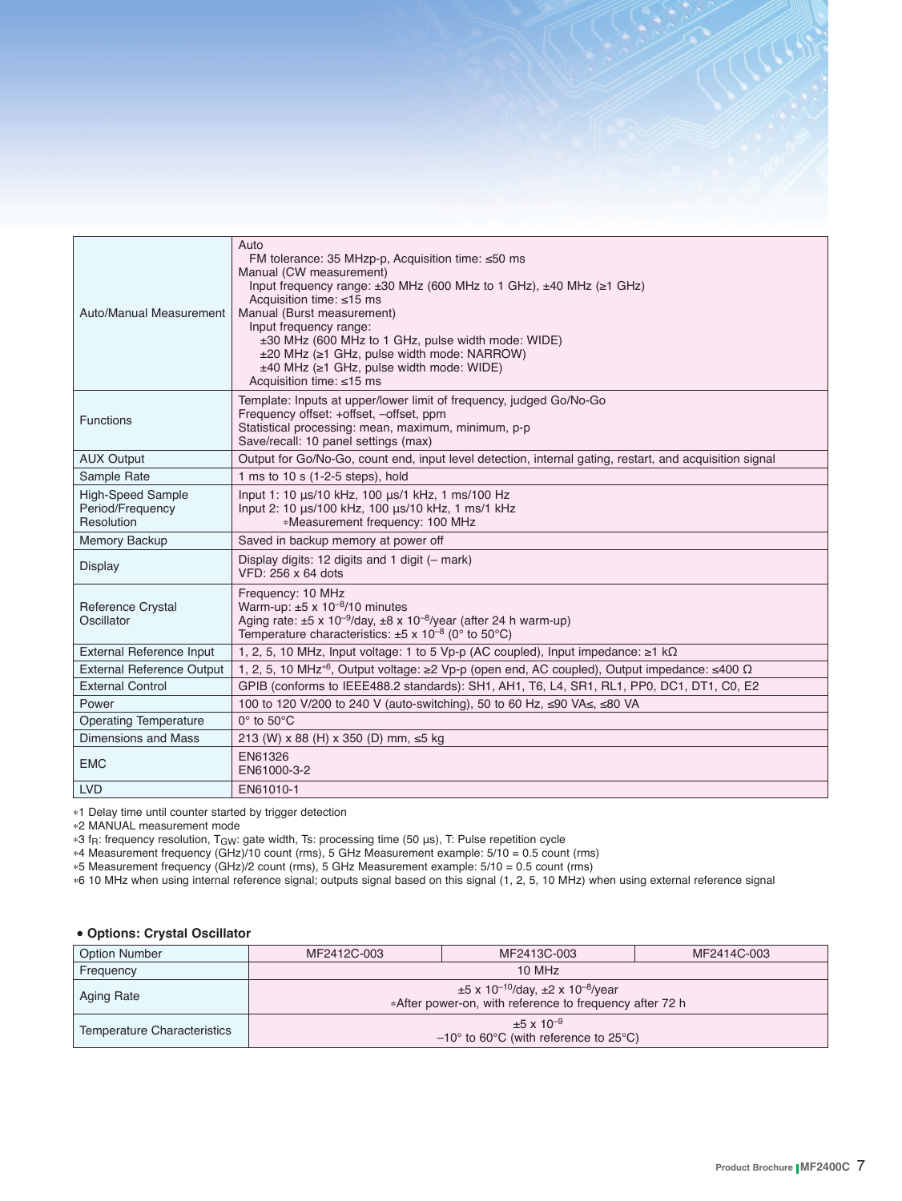| | |
|---|---|
| Auto/Manual Measurement | Auto<br>FM tolerance: 35 MHzp-p, Acquisition time: ≤50 ms<br>Manual (CW measurement)<br>Input frequency range: ±30 MHz (600 MHz to 1 GHz), ±40 MHz (≥1 GHz)<br>Acquisition time: ≤15 ms<br>Manual (Burst measurement)<br>Input frequency range:<br>±30 MHz (600 MHz to 1 GHz, pulse width mode: WIDE)<br>±20 MHz (≥1 GHz, pulse width mode: NARROW)<br>±40 MHz (≥1 GHz, pulse width mode: WIDE)<br>Acquisition time: ≤15 ms |
| Functions | Template: Inputs at upper/lower limit of frequency, judged Go/No-Go<br>Frequency offset: +offset, –offset, ppm<br>Statistical processing: mean, maximum, minimum, p-p<br>Save/recall: 10 panel settings (max) |
| AUX Output | Output for Go/No-Go, count end, input level detection, internal gating, restart, and acquisition signal |
| Sample Rate | 1 ms to 10 s (1-2-5 steps), hold |
| High-Speed Sample Period/Frequency Resolution | Input 1: 10 µs/10 kHz, 100 µs/1 kHz, 1 ms/100 Hz<br>Input 2: 10 µs/100 kHz, 100 µs/10 kHz, 1 ms/1 kHz<br>*Measurement frequency: 100 MHz |
| Memory Backup | Saved in backup memory at power off |
| Display | Display digits: 12 digits and 1 digit (– mark)<br>VFD: 256 x 64 dots |
| Reference Crystal Oscillator | Frequency: 10 MHz<br>Warm-up: $\pm 5 \times 10^{-8}$/10 minutes<br>Aging rate: $\pm 5 \times 10^{-9}$/day, $\pm 8 \times 10^{-8}$/year (after 24 h warm-up)<br>Temperature characteristics: $\pm 5 \times 10^{-8}$ (0° to 50°C) |
| External Reference Input | 1, 2, 5, 10 MHz, Input voltage: 1 to 5 Vp-p (AC coupled), Input impedance: ≥1 kΩ |
| External Reference Output | 1, 2, 5, 10 MHz*6, Output voltage: ≥2 Vp-p (open end, AC coupled), Output impedance: ≤400 Ω |
| External Control | GPIB (conforms to IEEE488.2 standards): SH1, AH1, T6, L4, SR1, RL1, PP0, DC1, DT1, C0, E2 |
| Power | 100 to 120 V/200 to 240 V (auto-switching), 50 to 60 Hz, ≤90 VA≤, ≤80 VA |
| Operating Temperature | 0° to 50°C |
| Dimensions and Mass | 213 (W) x 88 (H) x 350 (D) mm, ≤5 kg |
| EMC | EN61326<br>EN61000-3-2 |
| LVD | EN61010-1 |

*1 Delay time until counter started by trigger detection
*2 MANUAL measurement mode
*3 $f_R$: frequency resolution, $T_{GW}$: gate width, Ts: processing time (50 µs), T: Pulse repetition cycle
*4 Measurement frequency (GHz)/10 count (rms), 5 GHz Measurement example: 5/10 = 0.5 count (rms)
*5 Measurement frequency (GHz)/2 count (rms), 5 GHz Measurement example: 5/10 = 0.5 count (rms)
*6 10 MHz when using internal reference signal; outputs signal based on this signal (1, 2, 5, 10 MHz) when using external reference signal

**• Options: Crystal Oscillator**

| Option Number | MF2412C-003 | MF2413C-003 | MF2414C-003 |
|---|---|---|---|
| Frequency | 10 MHz | | |
| Aging Rate | $\pm 5 \times 10^{-10}$/day, $\pm 2 \times 10^{-8}$/year<br>*After power-on, with reference to frequency after 72 h | | |
| Temperature Characteristics | $\pm 5 \times 10^{-9}$<br>–10° to 60°C (with reference to 25°C) | | |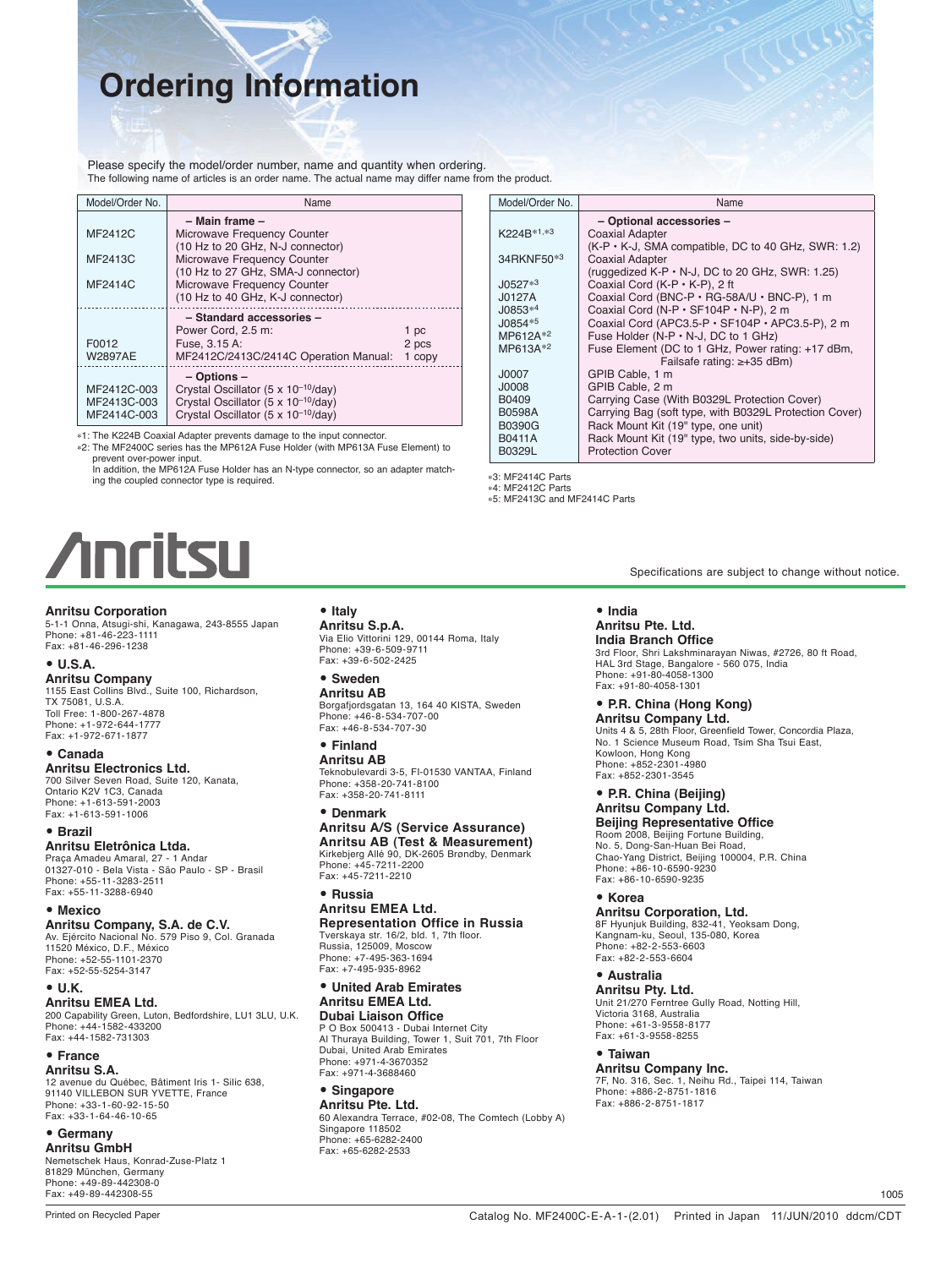# Ordering Information

Please specify the model/order number, name and quantity when ordering.
The following name of articles is an order name. The actual name may differ name from the product.

| Model/Order No. | Name | |
|---|---|---|
| | **– Main frame –** | |
| MF2412C | Microwave Frequency Counter (10 Hz to 20 GHz, N-J connector) | |
| MF2413C | Microwave Frequency Counter (10 Hz to 27 GHz, SMA-J connector) | |
| MF2414C | Microwave Frequency Counter (10 Hz to 40 GHz, K-J connector) | |
| | **– Standard accessories –** | |
| | Power Cord, 2.5 m: | 1 pc |
| F0012 | Fuse, 3.15 A: | 2 pcs |
| W2897AE | MF2412C/2413C/2414C Operation Manual: | 1 copy |
| | **– Options –** | |
| MF2412C-003 | Crystal Oscillator ($5 \times 10^{-10}$/day) | |
| MF2413C-003 | Crystal Oscillator ($5 \times 10^{-10}$/day) | |
| MF2414C-003 | Crystal Oscillator ($5 \times 10^{-10}$/day) | |

*1: The K224B Coaxial Adapter prevents damage to the input connector.
*2: The MF2400C series has the MP612A Fuse Holder (with MP613A Fuse Element) to prevent over-power input.
In addition, the MP612A Fuse Holder has an N-type connector, so an adapter matching the coupled connector type is required.

| Model/Order No. | Name |
|---|---|
| | **– Optional accessories –** |
| K224B*1, *3 | Coaxial Adapter (K-P • K-J, SMA compatible, DC to 40 GHz, SWR: 1.2) |
| 34RKNF50*3 | Coaxial Adapter (ruggedized K-P • N-J, DC to 20 GHz, SWR: 1.25) |
| J0527*3 | Coaxial Cord (K-P • K-P), 2 ft |
| J0127A | Coaxial Cord (BNC-P • RG-58A/U • BNC-P), 1 m |
| J0853*4 | Coaxial Cord (N-P • SF104P • N-P), 2 m |
| J0854*5 | Coaxial Cord (APC3.5-P • SF104P • APC3.5-P), 2 m |
| MP612A*2 | Fuse Holder (N-P • N-J, DC to 1 GHz) |
| MP613A*2 | Fuse Element (DC to 1 GHz, Power rating: +17 dBm, Failsafe rating: ≥+35 dBm) |
| J0007 | GPIB Cable, 1 m |
| J0008 | GPIB Cable, 2 m |
| B0409 | Carrying Case (With B0329L Protection Cover) |
| B0598A | Carrying Bag (soft type, with B0329L Protection Cover) |
| B0390G | Rack Mount Kit (19" type, one unit) |
| B0411A | Rack Mount Kit (19" type, two units, side-by-side) |
| B0329L | Protection Cover |

*3: MF2414C Parts
*4: MF2412C Parts
*5: MF2413C and MF2414C Parts

Anritsu

Specifications are subject to change without notice.

**Anritsu Corporation**
5-1-1 Onna, Atsugi-shi, Kanagawa, 243-8555 Japan
Phone: +81-46-223-1111
Fax: +81-46-296-1238

**• U.S.A.**
**Anritsu Company**
1155 East Collins Blvd., Suite 100, Richardson, TX 75081, U.S.A.
Toll Free: 1-800-267-4878
Phone: +1-972-644-1777
Fax: +1-972-671-1877

**• Canada**
**Anritsu Electronics Ltd.**
700 Silver Seven Road, Suite 120, Kanata, Ontario K2V 1C3, Canada
Phone: +1-613-591-2003
Fax: +1-613-591-1006

**• Brazil**
**Anritsu Eletrônica Ltda.**
Praça Amadeu Amaral, 27 - 1 Andar
01327-010 - Bela Vista - São Paulo - SP - Brasil
Phone: +55-11-3283-2511
Fax: +55-11-3288-6940

**• Mexico**
**Anritsu Company, S.A. de C.V.**
Av. Ejército Nacional No. 579 Piso 9, Col. Granada
11520 México, D.F., México
Phone: +52-55-1101-2370
Fax: +52-55-5254-3147

**• U.K.**
**Anritsu EMEA Ltd.**
200 Capability Green, Luton, Bedfordshire, LU1 3LU, U.K.
Phone: +44-1582-433200
Fax: +44-1582-731303

**• France**
**Anritsu S.A.**
12 avenue du Québec, Bâtiment Iris 1- Silic 638, 91140 VILLEBON SUR YVETTE, France
Phone: +33-1-60-92-15-50
Fax: +33-1-64-46-10-65

**• Germany**
**Anritsu GmbH**
Nemetschek Haus, Konrad-Zuse-Platz 1
81829 München, Germany
Phone: +49-89-442308-0
Fax: +49-89-442308-55

**• Italy**
**Anritsu S.p.A.**
Via Elio Vittorini 129, 00144 Roma, Italy
Phone: +39-6-509-9711
Fax: +39-6-502-2425

**• Sweden**
**Anritsu AB**
Borgafjordsgatan 13, 164 40 KISTA, Sweden
Phone: +46-8-534-707-00
Fax: +46-8-534-707-30

**• Finland**
**Anritsu AB**
Teknobulevardi 3-5, FI-01530 VANTAA, Finland
Phone: +358-20-741-8100
Fax: +358-20-741-8111

**• Denmark**
**Anritsu A/S (Service Assurance)**
**Anritsu AB (Test & Measurement)**
Kirkebjerg Allé 90, DK-2605 Brøndby, Denmark
Phone: +45-7211-2200
Fax: +45-7211-2210

**• Russia**
**Anritsu EMEA Ltd.**
**Representation Office in Russia**
Tverskaya str. 16/2, bld. 1, 7th floor.
Russia, 125009, Moscow
Phone: +7-495-363-1694
Fax: +7-495-935-8962

**• United Arab Emirates**
**Anritsu EMEA Ltd.**
**Dubai Liaison Office**
P O Box 500413 - Dubai Internet City
Al Thuraya Building, Tower 1, Suit 701, 7th Floor
Dubai, United Arab Emirates
Phone: +971-4-3670352
Fax: +971-4-3688460

**• Singapore**
**Anritsu Pte. Ltd.**
60 Alexandra Terrace, #02-08, The Comtech (Lobby A)
Singapore 118502
Phone: +65-6282-2400
Fax: +65-6282-2533

**• India**
**Anritsu Pte. Ltd.**
**India Branch Office**
3rd Floor, Shri Lakshminarayan Niwas, #2726, 80 ft Road, HAL 3rd Stage, Bangalore - 560 075, India
Phone: +91-80-4058-1300
Fax: +91-80-4058-1301

**• P.R. China (Hong Kong)**
**Anritsu Company Ltd.**
Units 4 & 5, 28th Floor, Greenfield Tower, Concordia Plaza, No. 1 Science Museum Road, Tsim Sha Tsui East, Kowloon, Hong Kong
Phone: +852-2301-4980
Fax: +852-2301-3545

**• P.R. China (Beijing)**
**Anritsu Company Ltd.**
**Beijing Representative Office**
Room 2008, Beijing Fortune Building, No. 5, Dong-San-Huan Bei Road, Chao-Yang District, Beijing 100004, P.R. China
Phone: +86-10-6590-9230
Fax: +86-10-6590-9235

**• Korea**
**Anritsu Corporation, Ltd.**
8F Hyunjuk Building, 832-41, Yeoksam Dong, Kangnam-ku, Seoul, 135-080, Korea
Phone: +82-2-553-6603
Fax: +82-2-553-6604

**• Australia**
**Anritsu Pty. Ltd.**
Unit 21/270 Ferntree Gully Road, Notting Hill, Victoria 3168, Australia
Phone: +61-3-9558-8177
Fax: +61-3-9558-8255

**• Taiwan**
**Anritsu Company Inc.**
7F, No. 316, Sec. 1, Neihu Rd., Taipei 114, Taiwan
Phone: +886-2-8751-1816
Fax: +886-2-8751-1817

1005

Printed on Recycled Paper

Catalog No. MF2400C-E-A-1-(2.01) Printed in Japan 11/JUN/2010 ddcm/CDT